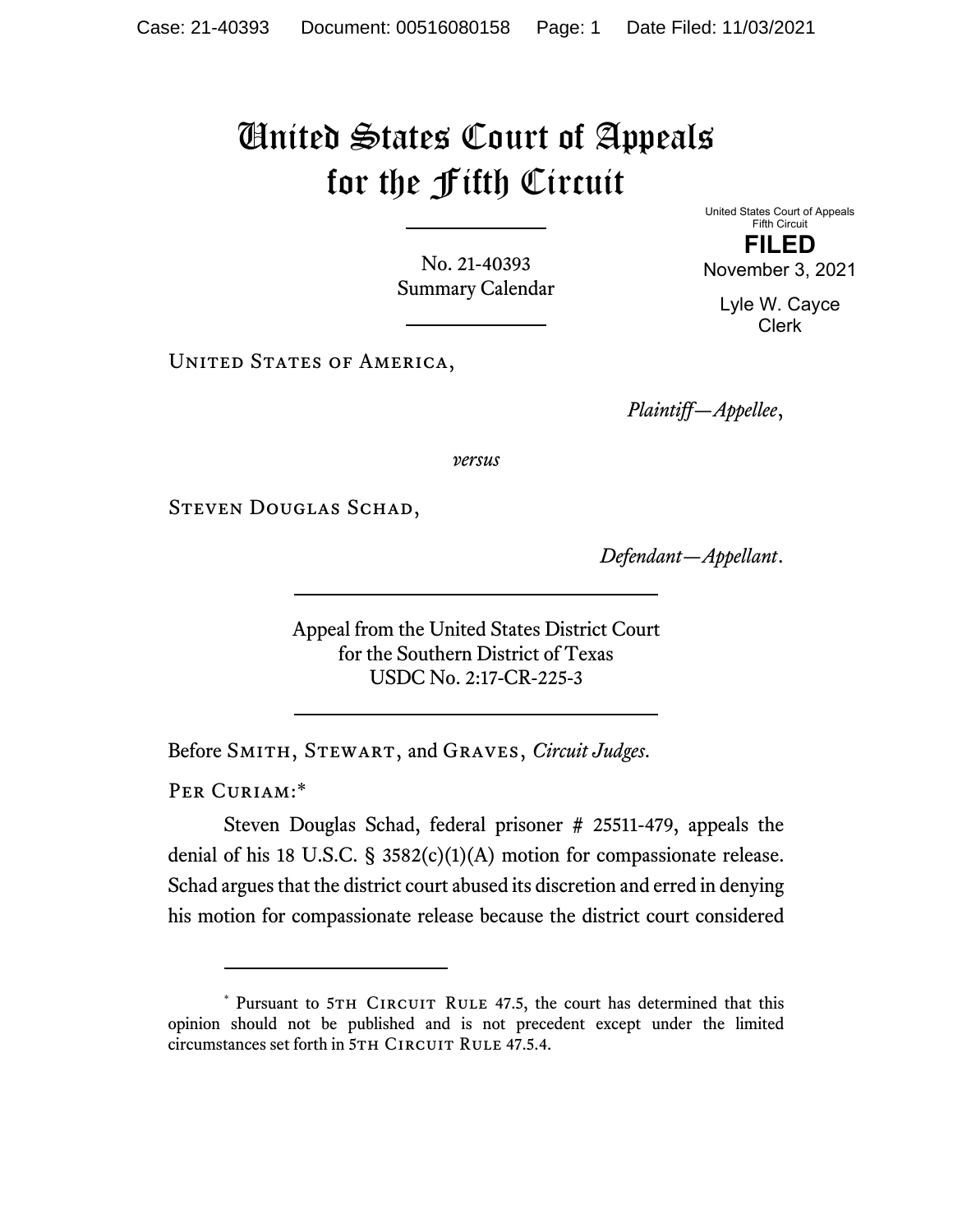# United States Court of Appeals for the Fifth Circuit

United States Court of Appeals
Fifth Circuit

**FILED**

November 3, 2021

Lyle W. Cayce
Clerk

No. 21-40393
Summary Calendar

United States of America,

*Plaintiff—Appellee*,

*versus*

Steven Douglas Schad,

*Defendant—Appellant*.

Appeal from the United States District Court
for the Southern District of Texas
USDC No. 2:17-CR-225-3

Before Smith, Stewart, and Graves, *Circuit Judges*.

Per Curiam:*

Steven Douglas Schad, federal prisoner # 25511-479, appeals the denial of his 18 U.S.C. § 3582(c)(1)(A) motion for compassionate release. Schad argues that the district court abused its discretion and erred in denying his motion for compassionate release because the district court considered

---

\* Pursuant to 5th Circuit Rule 47.5, the court has determined that this opinion should not be published and is not precedent except under the limited circumstances set forth in 5th Circuit Rule 47.5.4.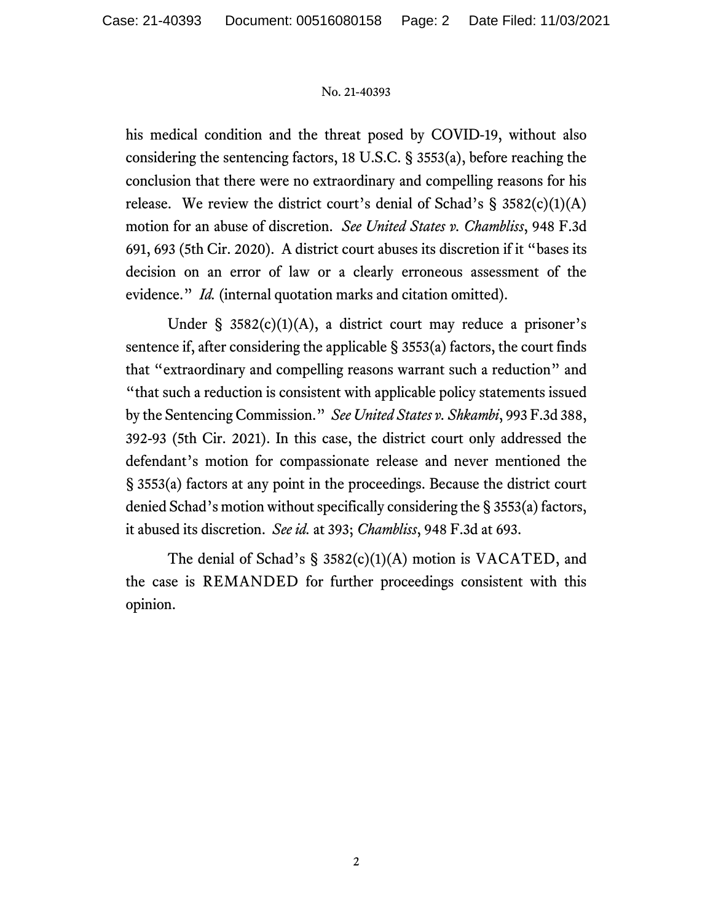his medical condition and the threat posed by COVID-19, without also considering the sentencing factors, 18 U.S.C. § 3553(a), before reaching the conclusion that there were no extraordinary and compelling reasons for his release. We review the district court's denial of Schad's § 3582(c)(1)(A) motion for an abuse of discretion. *See United States v. Chambliss*, 948 F.3d 691, 693 (5th Cir. 2020). A district court abuses its discretion if it "bases its decision on an error of law or a clearly erroneous assessment of the evidence." *Id.* (internal quotation marks and citation omitted).

Under § 3582(c)(1)(A), a district court may reduce a prisoner's sentence if, after considering the applicable § 3553(a) factors, the court finds that "extraordinary and compelling reasons warrant such a reduction" and "that such a reduction is consistent with applicable policy statements issued by the Sentencing Commission." *See United States v. Shkambi*, 993 F.3d 388, 392-93 (5th Cir. 2021). In this case, the district court only addressed the defendant's motion for compassionate release and never mentioned the § 3553(a) factors at any point in the proceedings. Because the district court denied Schad's motion without specifically considering the § 3553(a) factors, it abused its discretion. *See id.* at 393; *Chambliss*, 948 F.3d at 693.

The denial of Schad's § 3582(c)(1)(A) motion is VACATED, and the case is REMANDED for further proceedings consistent with this opinion.